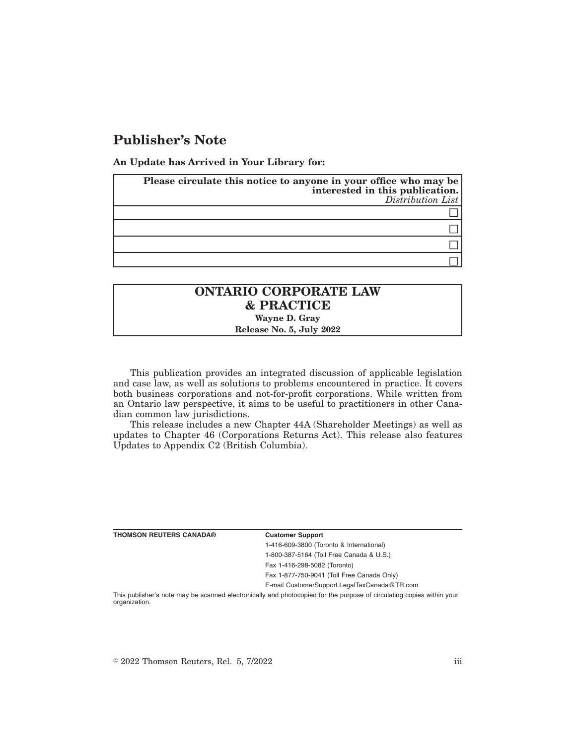# Publisher's Note

**An Update has Arrived in Your Library for:**

| **Please circulate this notice to anyone in your office who may be interested in this publication.** *Distribution List* |
|---|
| ☐ |
| ☐ |
| ☐ |
| ☐ |

**ONTARIO CORPORATE LAW & PRACTICE**

**Wayne D. Gray**

**Release No. 5, July 2022**

This publication provides an integrated discussion of applicable legislation and case law, as well as solutions to problems encountered in practice. It covers both business corporations and not-for-profit corporations. While written from an Ontario law perspective, it aims to be useful to practitioners in other Canadian common law jurisdictions.

This release includes a new Chapter 44A (Shareholder Meetings) as well as updates to Chapter 46 (Corporations Returns Act). This release also features Updates to Appendix C2 (British Columbia).

**THOMSON REUTERS CANADA®**

**Customer Support**

1-416-609-3800 (Toronto & International)

1-800-387-5164 (Toll Free Canada & U.S.)

Fax 1-416-298-5082 (Toronto)

Fax 1-877-750-9041 (Toll Free Canada Only)

E-mail CustomerSupport.LegalTaxCanada@TR.com

This publisher's note may be scanned electronically and photocopied for the purpose of circulating copies within your organization.

© 2022 Thomson Reuters, Rel. 5, 7/2022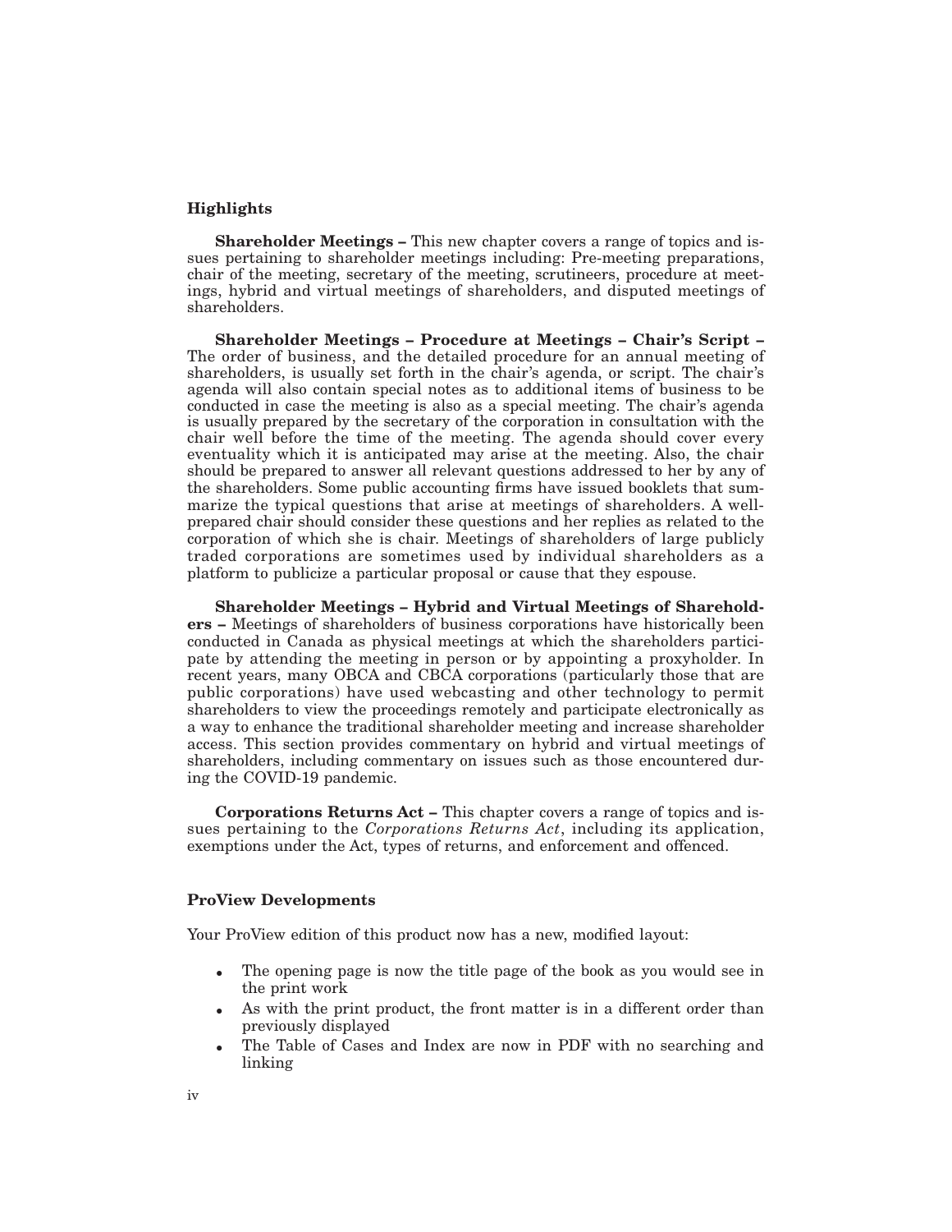## Highlights

**Shareholder Meetings –** This new chapter covers a range of topics and issues pertaining to shareholder meetings including: Pre-meeting preparations, chair of the meeting, secretary of the meeting, scrutineers, procedure at meetings, hybrid and virtual meetings of shareholders, and disputed meetings of shareholders.

**Shareholder Meetings – Procedure at Meetings – Chair's Script –** The order of business, and the detailed procedure for an annual meeting of shareholders, is usually set forth in the chair's agenda, or script. The chair's agenda will also contain special notes as to additional items of business to be conducted in case the meeting is also as a special meeting. The chair's agenda is usually prepared by the secretary of the corporation in consultation with the chair well before the time of the meeting. The agenda should cover every eventuality which it is anticipated may arise at the meeting. Also, the chair should be prepared to answer all relevant questions addressed to her by any of the shareholders. Some public accounting firms have issued booklets that summarize the typical questions that arise at meetings of shareholders. A well-prepared chair should consider these questions and her replies as related to the corporation of which she is chair. Meetings of shareholders of large publicly traded corporations are sometimes used by individual shareholders as a platform to publicize a particular proposal or cause that they espouse.

**Shareholder Meetings – Hybrid and Virtual Meetings of Shareholders –** Meetings of shareholders of business corporations have historically been conducted in Canada as physical meetings at which the shareholders participate by attending the meeting in person or by appointing a proxyholder. In recent years, many OBCA and CBCA corporations (particularly those that are public corporations) have used webcasting and other technology to permit shareholders to view the proceedings remotely and participate electronically as a way to enhance the traditional shareholder meeting and increase shareholder access. This section provides commentary on hybrid and virtual meetings of shareholders, including commentary on issues such as those encountered during the COVID-19 pandemic.

**Corporations Returns Act –** This chapter covers a range of topics and issues pertaining to the *Corporations Returns Act*, including its application, exemptions under the Act, types of returns, and enforcement and offenced.

## ProView Developments

Your ProView edition of this product now has a new, modified layout:

- The opening page is now the title page of the book as you would see in the print work
- As with the print product, the front matter is in a different order than previously displayed
- The Table of Cases and Index are now in PDF with no searching and linking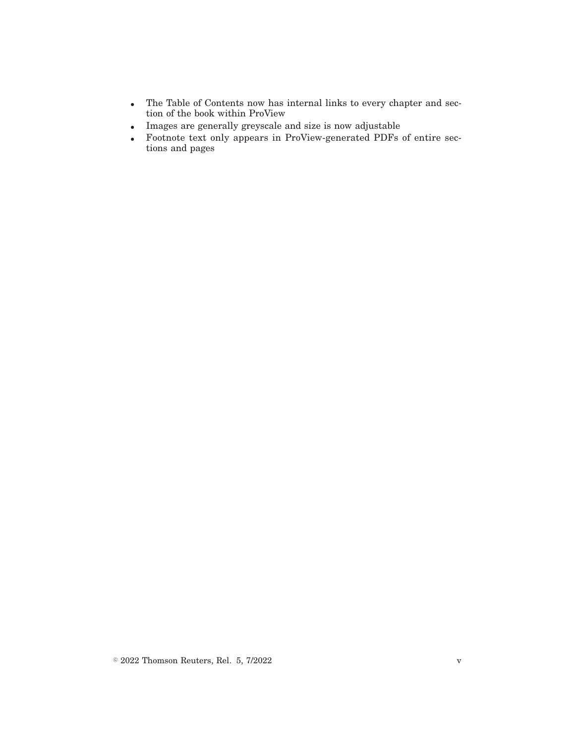- The Table of Contents now has internal links to every chapter and section of the book within ProView
- Images are generally greyscale and size is now adjustable
- Footnote text only appears in ProView-generated PDFs of entire sections and pages